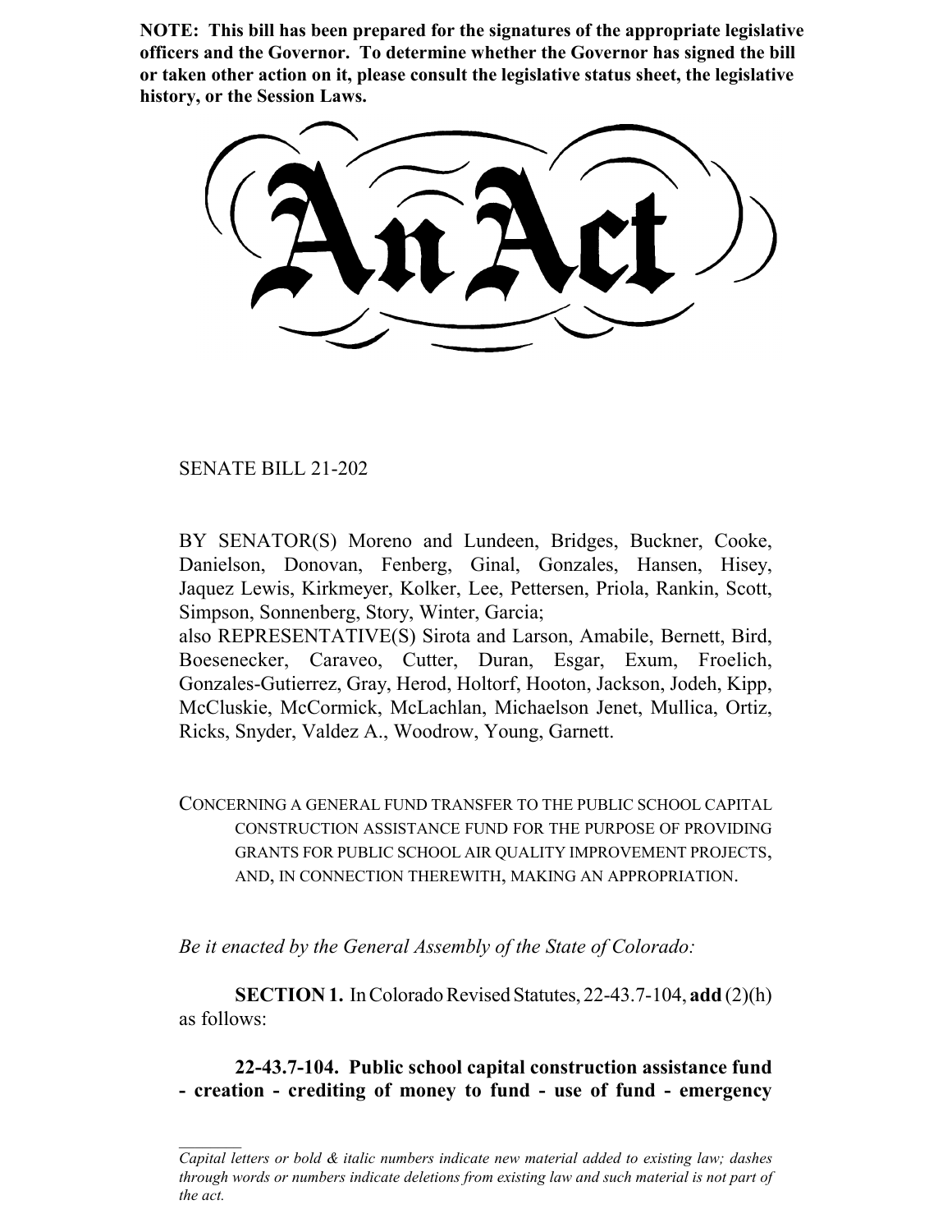**NOTE: This bill has been prepared for the signatures of the appropriate legislative officers and the Governor. To determine whether the Governor has signed the bill or taken other action on it, please consult the legislative status sheet, the legislative history, or the Session Laws.**

# An Act

SENATE BILL 21-202

BY SENATOR(S) Moreno and Lundeen, Bridges, Buckner, Cooke, Danielson, Donovan, Fenberg, Ginal, Gonzales, Hansen, Hisey, Jaquez Lewis, Kirkmeyer, Kolker, Lee, Pettersen, Priola, Rankin, Scott, Simpson, Sonnenberg, Story, Winter, Garcia;
also REPRESENTATIVE(S) Sirota and Larson, Amabile, Bernett, Bird, Boesenecker, Caraveo, Cutter, Duran, Esgar, Exum, Froelich, Gonzales-Gutierrez, Gray, Herod, Holtorf, Hooton, Jackson, Jodeh, Kipp, McCluskie, McCormick, McLachlan, Michaelson Jenet, Mullica, Ortiz, Ricks, Snyder, Valdez A., Woodrow, Young, Garnett.

CONCERNING A GENERAL FUND TRANSFER TO THE PUBLIC SCHOOL CAPITAL CONSTRUCTION ASSISTANCE FUND FOR THE PURPOSE OF PROVIDING GRANTS FOR PUBLIC SCHOOL AIR QUALITY IMPROVEMENT PROJECTS, AND, IN CONNECTION THEREWITH, MAKING AN APPROPRIATION.

*Be it enacted by the General Assembly of the State of Colorado:*

**SECTION 1.** In Colorado Revised Statutes, 22-43.7-104, **add** (2)(h) as follows:

**22-43.7-104. Public school capital construction assistance fund - creation - crediting of money to fund - use of fund - emergency**

*Capital letters or bold & italic numbers indicate new material added to existing law; dashes through words or numbers indicate deletions from existing law and such material is not part of the act.*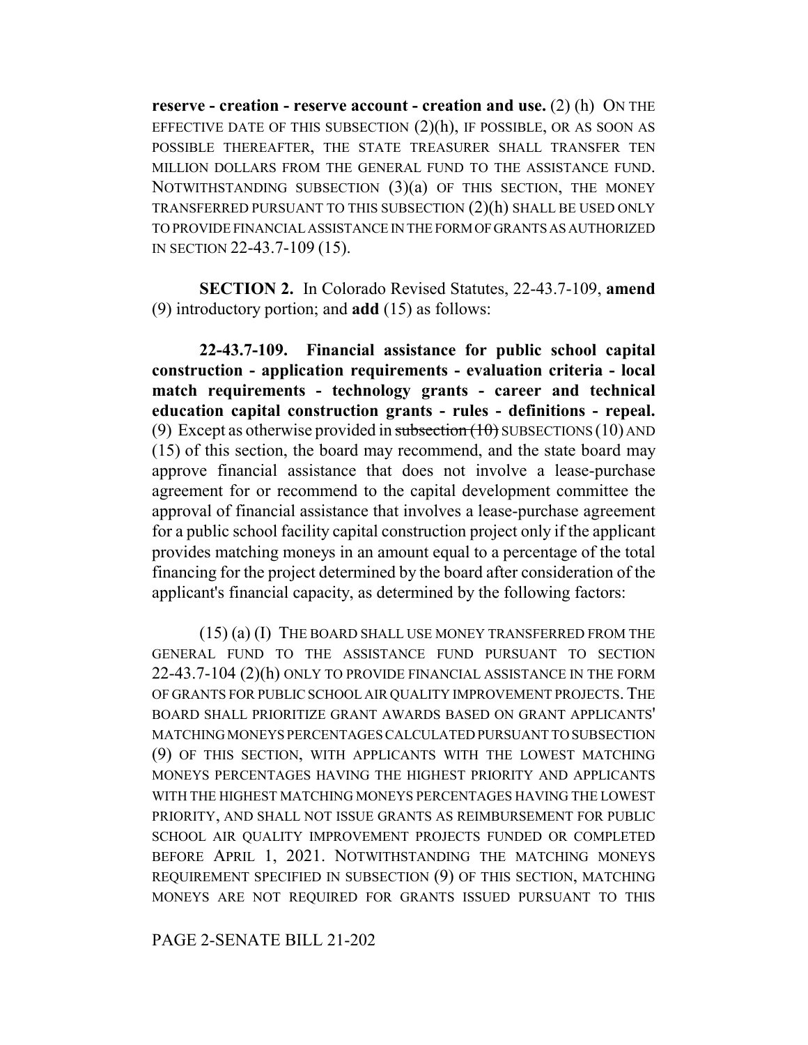**reserve - creation - reserve account - creation and use.** (2) (h) ON THE EFFECTIVE DATE OF THIS SUBSECTION (2)(h), IF POSSIBLE, OR AS SOON AS POSSIBLE THEREAFTER, THE STATE TREASURER SHALL TRANSFER TEN MILLION DOLLARS FROM THE GENERAL FUND TO THE ASSISTANCE FUND. NOTWITHSTANDING SUBSECTION (3)(a) OF THIS SECTION, THE MONEY TRANSFERRED PURSUANT TO THIS SUBSECTION (2)(h) SHALL BE USED ONLY TO PROVIDE FINANCIAL ASSISTANCE IN THE FORM OF GRANTS AS AUTHORIZED IN SECTION 22-43.7-109 (15).

**SECTION 2.** In Colorado Revised Statutes, 22-43.7-109, **amend** (9) introductory portion; and **add** (15) as follows:

**22-43.7-109. Financial assistance for public school capital construction - application requirements - evaluation criteria - local match requirements - technology grants - career and technical education capital construction grants - rules - definitions - repeal.** (9) Except as otherwise provided in ~~subsection (10)~~ SUBSECTIONS (10) AND (15) of this section, the board may recommend, and the state board may approve financial assistance that does not involve a lease-purchase agreement for or recommend to the capital development committee the approval of financial assistance that involves a lease-purchase agreement for a public school facility capital construction project only if the applicant provides matching moneys in an amount equal to a percentage of the total financing for the project determined by the board after consideration of the applicant's financial capacity, as determined by the following factors:

(15) (a) (I) THE BOARD SHALL USE MONEY TRANSFERRED FROM THE GENERAL FUND TO THE ASSISTANCE FUND PURSUANT TO SECTION 22-43.7-104 (2)(h) ONLY TO PROVIDE FINANCIAL ASSISTANCE IN THE FORM OF GRANTS FOR PUBLIC SCHOOL AIR QUALITY IMPROVEMENT PROJECTS. THE BOARD SHALL PRIORITIZE GRANT AWARDS BASED ON GRANT APPLICANTS' MATCHING MONEYS PERCENTAGES CALCULATED PURSUANT TO SUBSECTION (9) OF THIS SECTION, WITH APPLICANTS WITH THE LOWEST MATCHING MONEYS PERCENTAGES HAVING THE HIGHEST PRIORITY AND APPLICANTS WITH THE HIGHEST MATCHING MONEYS PERCENTAGES HAVING THE LOWEST PRIORITY, AND SHALL NOT ISSUE GRANTS AS REIMBURSEMENT FOR PUBLIC SCHOOL AIR QUALITY IMPROVEMENT PROJECTS FUNDED OR COMPLETED BEFORE APRIL 1, 2021. NOTWITHSTANDING THE MATCHING MONEYS REQUIREMENT SPECIFIED IN SUBSECTION (9) OF THIS SECTION, MATCHING MONEYS ARE NOT REQUIRED FOR GRANTS ISSUED PURSUANT TO THIS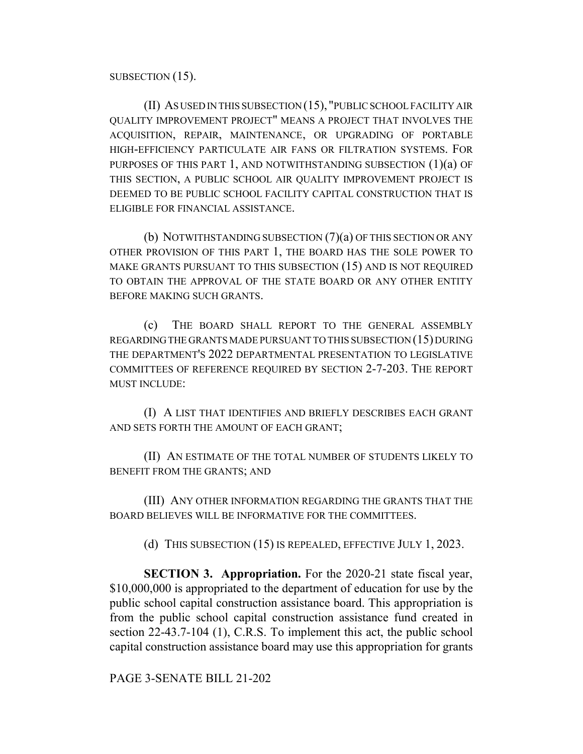SUBSECTION (15).

(II) AS USED IN THIS SUBSECTION (15), "PUBLIC SCHOOL FACILITY AIR QUALITY IMPROVEMENT PROJECT" MEANS A PROJECT THAT INVOLVES THE ACQUISITION, REPAIR, MAINTENANCE, OR UPGRADING OF PORTABLE HIGH-EFFICIENCY PARTICULATE AIR FANS OR FILTRATION SYSTEMS. FOR PURPOSES OF THIS PART 1, AND NOTWITHSTANDING SUBSECTION (1)(a) OF THIS SECTION, A PUBLIC SCHOOL AIR QUALITY IMPROVEMENT PROJECT IS DEEMED TO BE PUBLIC SCHOOL FACILITY CAPITAL CONSTRUCTION THAT IS ELIGIBLE FOR FINANCIAL ASSISTANCE.

(b) NOTWITHSTANDING SUBSECTION (7)(a) OF THIS SECTION OR ANY OTHER PROVISION OF THIS PART 1, THE BOARD HAS THE SOLE POWER TO MAKE GRANTS PURSUANT TO THIS SUBSECTION (15) AND IS NOT REQUIRED TO OBTAIN THE APPROVAL OF THE STATE BOARD OR ANY OTHER ENTITY BEFORE MAKING SUCH GRANTS.

(c) THE BOARD SHALL REPORT TO THE GENERAL ASSEMBLY REGARDING THE GRANTS MADE PURSUANT TO THIS SUBSECTION (15) DURING THE DEPARTMENT'S 2022 DEPARTMENTAL PRESENTATION TO LEGISLATIVE COMMITTEES OF REFERENCE REQUIRED BY SECTION 2-7-203. THE REPORT MUST INCLUDE:

(I) A LIST THAT IDENTIFIES AND BRIEFLY DESCRIBES EACH GRANT AND SETS FORTH THE AMOUNT OF EACH GRANT;

(II) AN ESTIMATE OF THE TOTAL NUMBER OF STUDENTS LIKELY TO BENEFIT FROM THE GRANTS; AND

(III) ANY OTHER INFORMATION REGARDING THE GRANTS THAT THE BOARD BELIEVES WILL BE INFORMATIVE FOR THE COMMITTEES.

(d) THIS SUBSECTION (15) IS REPEALED, EFFECTIVE JULY 1, 2023.

**SECTION 3. Appropriation.** For the 2020-21 state fiscal year, $10,000,000 is appropriated to the department of education for use by the public school capital construction assistance board. This appropriation is from the public school capital construction assistance fund created in section 22-43.7-104 (1), C.R.S. To implement this act, the public school capital construction assistance board may use this appropriation for grants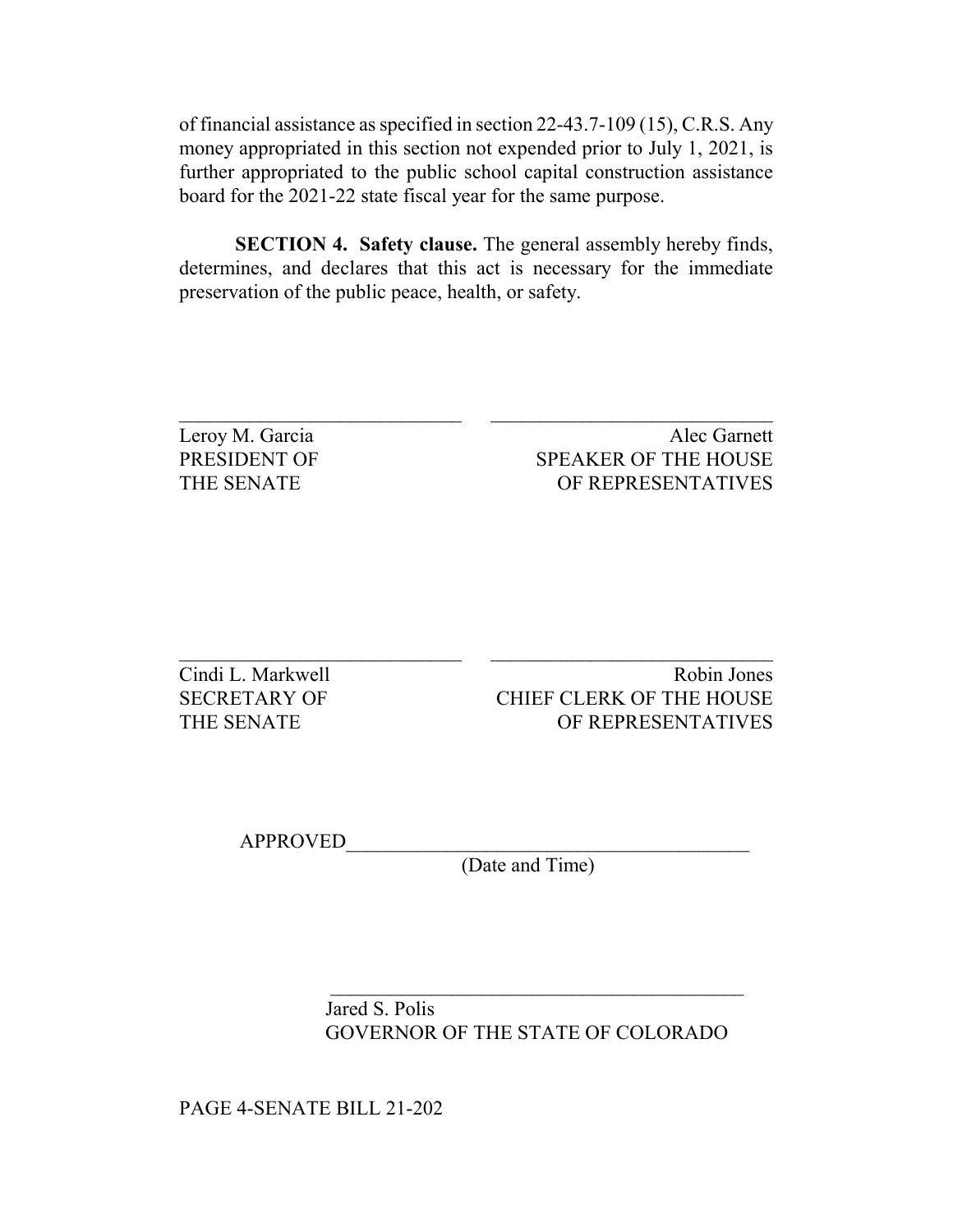of financial assistance as specified in section 22-43.7-109 (15), C.R.S. Any money appropriated in this section not expended prior to July 1, 2021, is further appropriated to the public school capital construction assistance board for the 2021-22 state fiscal year for the same purpose.

**SECTION 4. Safety clause.** The general assembly hereby finds, determines, and declares that this act is necessary for the immediate preservation of the public peace, health, or safety.

| | |
|---|---|
| ____________________________ | ____________________________ |
| Leroy M. Garcia | Alec Garnett |
| PRESIDENT OF THE SENATE | SPEAKER OF THE HOUSE OF REPRESENTATIVES |

| | |
|---|---|
| ____________________________ | ____________________________ |
| Cindi L. Markwell | Robin Jones |
| SECRETARY OF THE SENATE | CHIEF CLERK OF THE HOUSE OF REPRESENTATIVES |

APPROVED________________________________________
(Date and Time)

_________________________________________
Jared S. Polis
GOVERNOR OF THE STATE OF COLORADO

PAGE 4-SENATE BILL 21-202